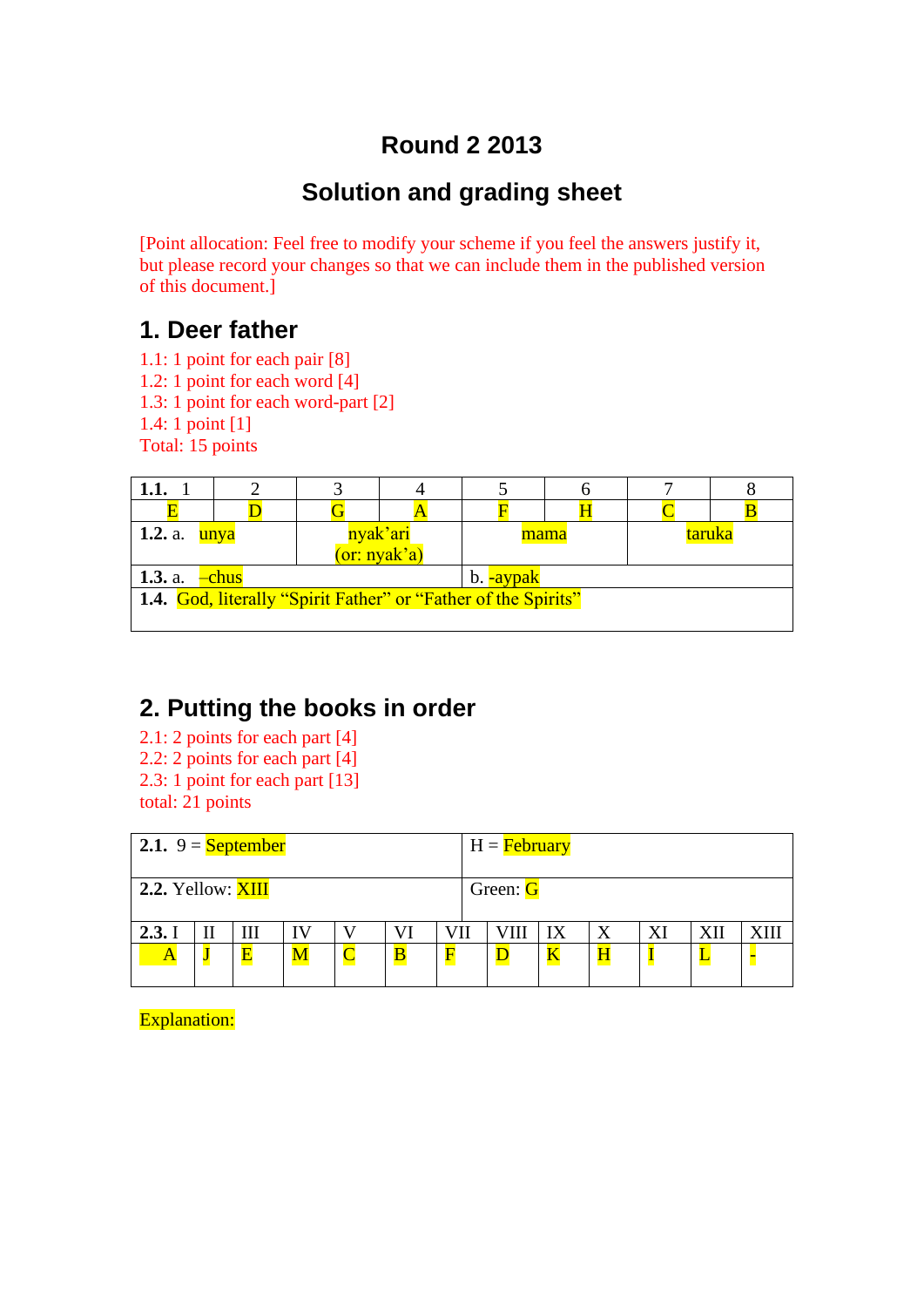# Round 2 2013

## Solution and grading sheet

[Point allocation: Feel free to modify your scheme if you feel the answers justify it, but please record your changes so that we can include them in the published version of this document.]

## 1. Deer father

1.1: 1 point for each pair [8]
1.2: 1 point for each word [4]
1.3: 1 point for each word-part [2]
1.4: 1 point [1]
Total: 15 points

| **1.1.** 1 | 2 | 3 | 4 | 5 | 6 | 7 | 8 |
|---|---|---|---|---|---|---|---|
| E | D | G | A | F | H | C | B |
| **1.2.** a. unya | | nyak'ari (or: nyak'a) | | mama | | taruka | |
| **1.3.** a. –chus | | | | b. -aypak | | | |
| **1.4.** God, literally "Spirit Father" or "Father of the Spirits" | | | | | | | |

## 2. Putting the books in order

2.1: 2 points for each part [4]
2.2: 2 points for each part [4]
2.3: 1 point for each part [13]
total: 21 points

| | |
|---|---|
| **2.1.** 9 = September | H = February |
| **2.2.** Yellow: XIII | Green: G |

| **2.3.** I | II | III | IV | V | VI | VII | VIII | IX | X | XI | XII | XIII |
|---|---|---|---|---|---|---|---|---|---|---|---|---|
| A | J | E | M | C | B | F | D | K | H | I | L | - |

Explanation: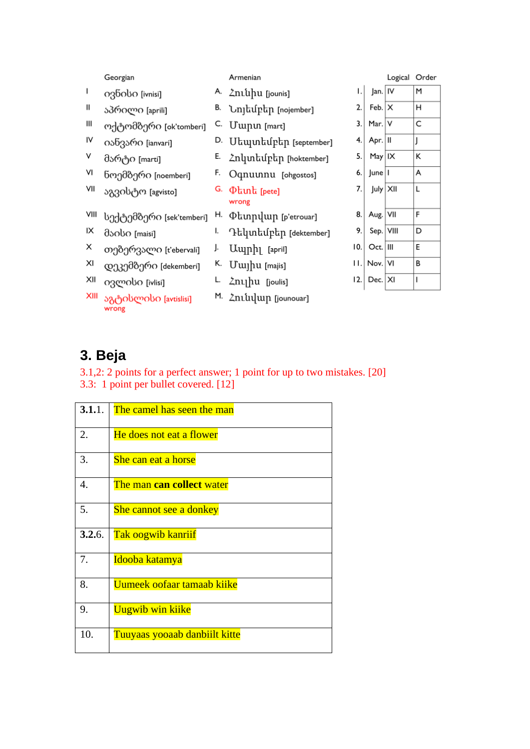| | Georgian | | Armenian | | Logical | | Order |
|---|---|---|---|---|---|---|---|
| I | ივნისი [ivnisi] | A. | Հունիս [jounis] | 1. | Jan. | IV | M |
| II | აპრილი [aprili] | B. | Նոյեմբեր [nojember] | 2. | Feb. | X | H |
| III | ოქტომბერი [ok'tomberi] | C. | Մարտ [mart] | 3. | Mar. | V | C |
| IV | იანვარი [ianvari] | D. | Սեպտեմբեր [september] | 4. | Apr. | II | J |
| V | მარტი [marti] | E. | Հոկտեմբեր [hoktember] | 5. | May | IX | K |
| VI | ნოემბერი [noemberi] | F. | Օգոստոս [ohgostos] | 6. | June | I | A |
| VII | აგვისტო [agvisto] | G. | Փետր [pete] wrong | 7. | July | XII | L |
| VIII | სექტემბერი [sek'temberi] | H. | Փետրվար [p'etrouar] | 8. | Aug. | VII | F |
| IX | მაისი [maisi] | I. | Դեկտեմբեր [dektember] | 9. | Sep. | VIII | D |
| X | თებერვალი [t'ebervali] | J. | Ապրիլ [april] | 10. | Oct. | III | E |
| XI | დეკემბერი [dekemberi] | K. | Մայիս [majis] | 11. | Nov. | VI | B |
| XII | ივლისი [ivlisi] | L. | Հուլիս [joulis] | 12. | Dec. | XI | I |
| XIII | აგტისლისი [avtislisi] wrong | M. | Հունվար [jounouar] | | | | |

## 3. Beja

3.1,2: 2 points for a perfect answer; 1 point for up to two mistakes. [20]
3.3: 1 point per bullet covered. [12]

| | |
|---|---|
| **3.1.**1. | The camel has seen the man |
| 2. | He does not eat a flower |
| 3. | She can eat a horse |
| 4. | The man **can collect** water |
| 5. | She cannot see a donkey |
| **3.2.**6. | Tak oogwib kanriif |
| 7. | Idooba katamya |
| 8. | Uumeek oofaar tamaab kiike |
| 9. | Uugwib win kiike |
| 10. | Tuuyaas yooaab danbiilt kitte |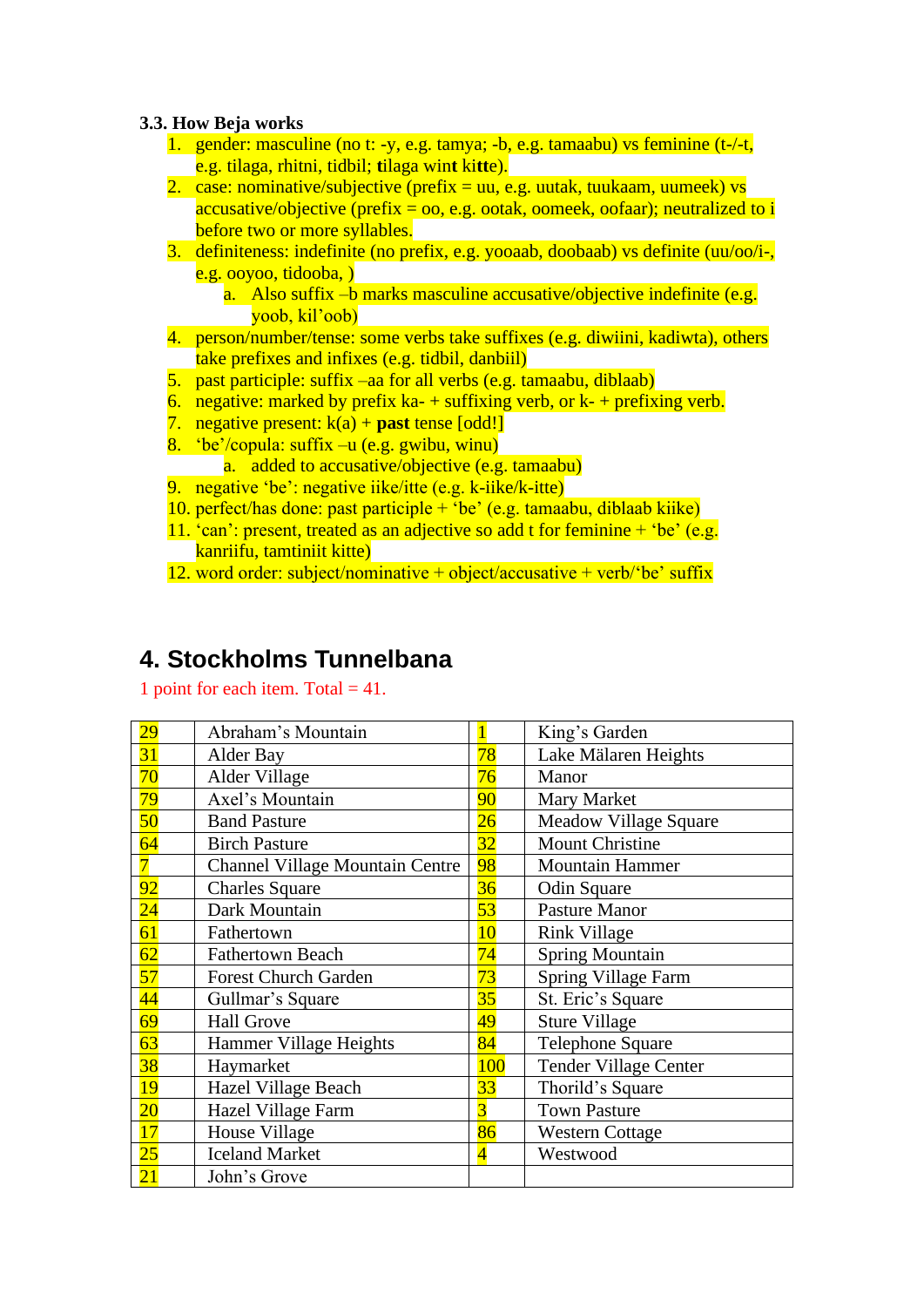### 3.3. How Beja works

1. gender: masculine (no t: -y, e.g. tamya; -b, e.g. tamaabu) vs feminine (t-/-t, e.g. tilaga, rhitni, tidbil; **t**ilaga win**t** ki**tt**e).
2. case: nominative/subjective (prefix = uu, e.g. uutak, tuukaam, uumeek) vs accusative/objective (prefix = oo, e.g. ootak, oomeek, oofaar); neutralized to i before two or more syllables.
3. definiteness: indefinite (no prefix, e.g. yooaab, doobaab) vs definite (uu/oo/i-, e.g. ooyoo, tidooba, )
   a. Also suffix –b marks masculine accusative/objective indefinite (e.g. yoob, kil'oob)
4. person/number/tense: some verbs take suffixes (e.g. diwiini, kadiwta), others take prefixes and infixes (e.g. tidbil, danbiil)
5. past participle: suffix –aa for all verbs (e.g. tamaabu, diblaab)
6. negative: marked by prefix ka- + suffixing verb, or k- + prefixing verb.
7. negative present: k(a) + **past** tense [odd!]
8. 'be'/copula: suffix –u (e.g. gwibu, winu)
   a. added to accusative/objective (e.g. tamaabu)
9. negative 'be': negative iike/itte (e.g. k-iike/k-itte)
10. perfect/has done: past participle + 'be' (e.g. tamaabu, diblaab kiike)
11. 'can': present, treated as an adjective so add t for feminine + 'be' (e.g. kanriifu, tamtiniit kitte)
12. word order: subject/nominative + object/accusative + verb/'be' suffix

## 4. Stockholms Tunnelbana

1 point for each item. Total = 41.

| | | | |
|---|---|---|---|
| 29 | Abraham's Mountain | 1 | King's Garden |
| 31 | Alder Bay | 78 | Lake Mälaren Heights |
| 70 | Alder Village | 76 | Manor |
| 79 | Axel's Mountain | 90 | Mary Market |
| 50 | Band Pasture | 26 | Meadow Village Square |
| 64 | Birch Pasture | 32 | Mount Christine |
| 7 | Channel Village Mountain Centre | 98 | Mountain Hammer |
| 92 | Charles Square | 36 | Odin Square |
| 24 | Dark Mountain | 53 | Pasture Manor |
| 61 | Fathertown | 10 | Rink Village |
| 62 | Fathertown Beach | 74 | Spring Mountain |
| 57 | Forest Church Garden | 73 | Spring Village Farm |
| 44 | Gullmar's Square | 35 | St. Eric's Square |
| 69 | Hall Grove | 49 | Sture Village |
| 63 | Hammer Village Heights | 84 | Telephone Square |
| 38 | Haymarket | 100 | Tender Village Center |
| 19 | Hazel Village Beach | 33 | Thorild's Square |
| 20 | Hazel Village Farm | 3 | Town Pasture |
| 17 | House Village | 86 | Western Cottage |
| 25 | Iceland Market | 4 | Westwood |
| 21 | John's Grove | | |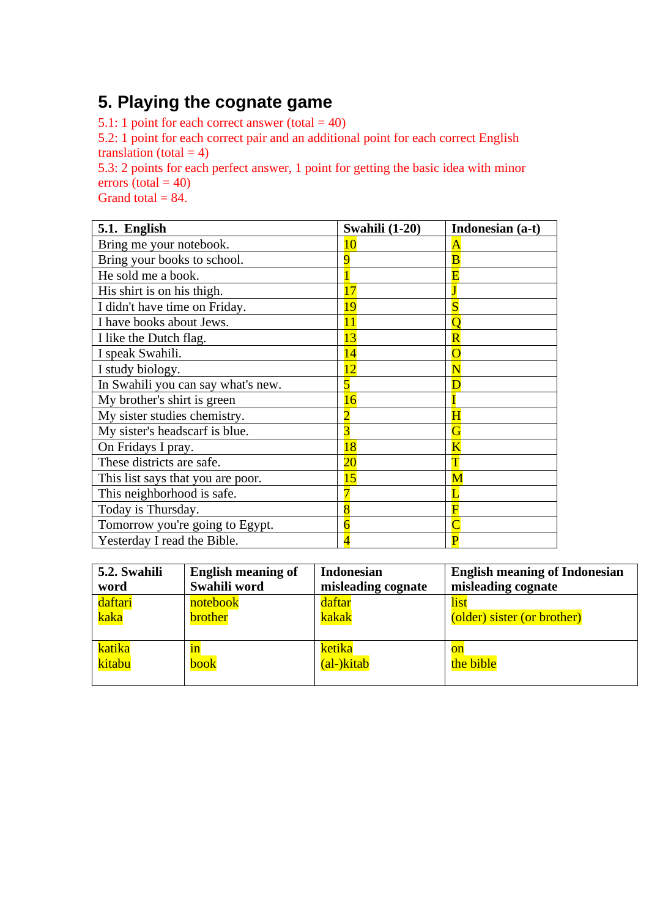# 5. Playing the cognate game

5.1: 1 point for each correct answer (total = 40)
5.2: 1 point for each correct pair and an additional point for each correct English translation (total = 4)
5.3: 2 points for each perfect answer, 1 point for getting the basic idea with minor errors (total = 40)
Grand total = 84.

| 5.1. English | Swahili (1-20) | Indonesian (a-t) |
|---|---|---|
| Bring me your notebook. | 10 | A |
| Bring your books to school. | 9 | B |
| He sold me a book. | 1 | E |
| His shirt is on his thigh. | 17 | J |
| I didn't have time on Friday. | 19 | S |
| I have books about Jews. | 11 | Q |
| I like the Dutch flag. | 13 | R |
| I speak Swahili. | 14 | O |
| I study biology. | 12 | N |
| In Swahili you can say what's new. | 5 | D |
| My brother's shirt is green | 16 | I |
| My sister studies chemistry. | 2 | H |
| My sister's headscarf is blue. | 3 | G |
| On Fridays I pray. | 18 | K |
| These districts are safe. | 20 | T |
| This list says that you are poor. | 15 | M |
| This neighborhood is safe. | 7 | L |
| Today is Thursday. | 8 | F |
| Tomorrow you're going to Egypt. | 6 | C |
| Yesterday I read the Bible. | 4 | P |

| 5.2. Swahili word | English meaning of Swahili word | Indonesian misleading cognate | English meaning of Indonesian misleading cognate |
|---|---|---|---|
| daftari<br>kaka | notebook<br>brother | daftar<br>kakak | list<br>(older) sister (or brother) |
| katika<br>kitabu | in<br>book | ketika<br>(al-)kitab | on<br>the bible |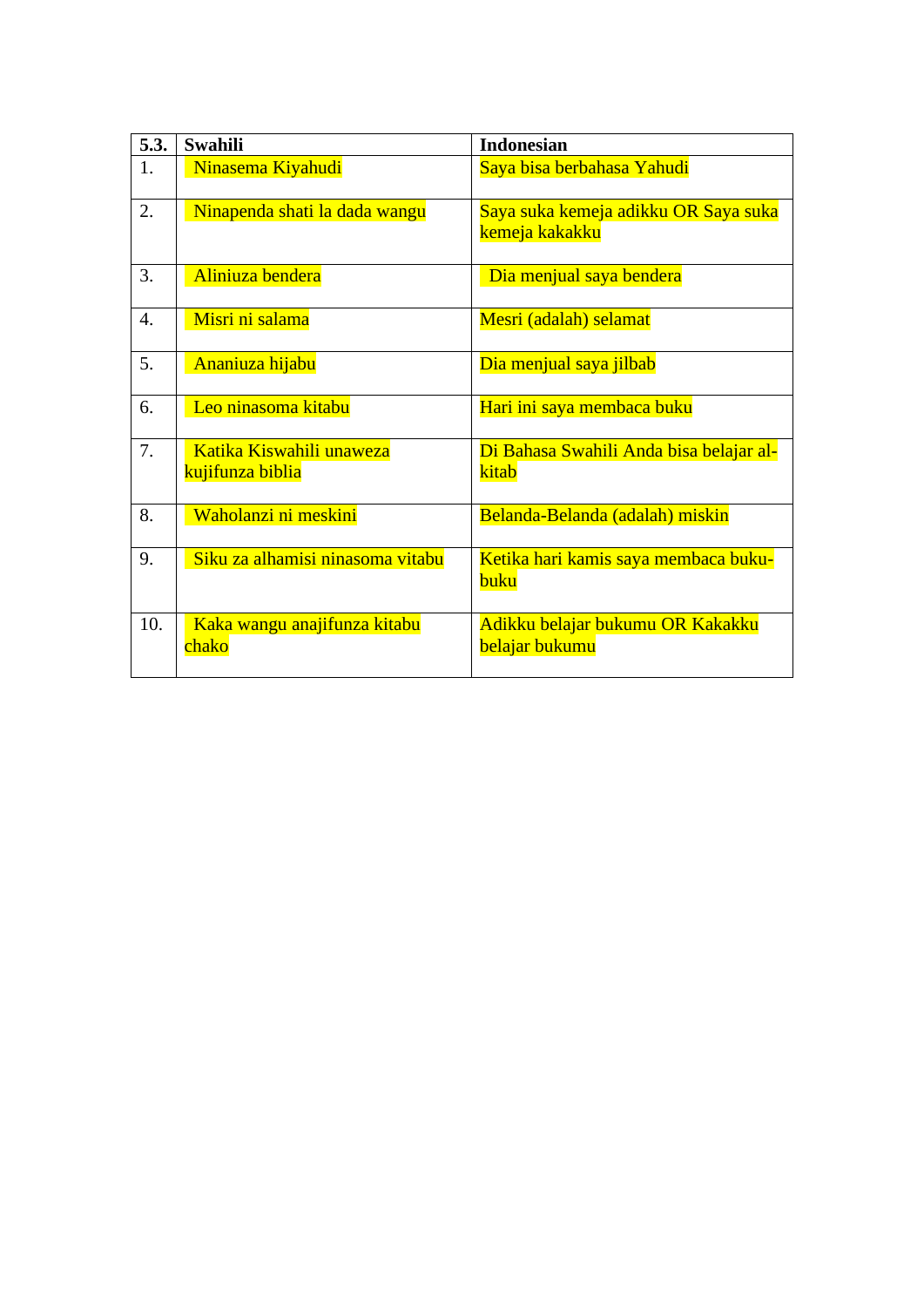| 5.3. | Swahili | Indonesian |
|---|---|---|
| 1. | Ninasema Kiyahudi | Saya bisa berbahasa Yahudi |
| 2. | Ninapenda shati la dada wangu | Saya suka kemeja adikku OR Saya suka kemeja kakakku |
| 3. | Aliniuza bendera | Dia menjual saya bendera |
| 4. | Misri ni salama | Mesri (adalah) selamat |
| 5. | Ananiuza hijabu | Dia menjual saya jilbab |
| 6. | Leo ninasoma kitabu | Hari ini saya membaca buku |
| 7. | Katika Kiswahili unaweza kujifunza biblia | Di Bahasa Swahili Anda bisa belajar al-kitab |
| 8. | Waholanzi ni meskini | Belanda-Belanda (adalah) miskin |
| 9. | Siku za alhamisi ninasoma vitabu | Ketika hari kamis saya membaca buku-buku |
| 10. | Kaka wangu anajifunza kitabu chako | Adikku belajar bukumu OR Kakakku belajar bukumu |